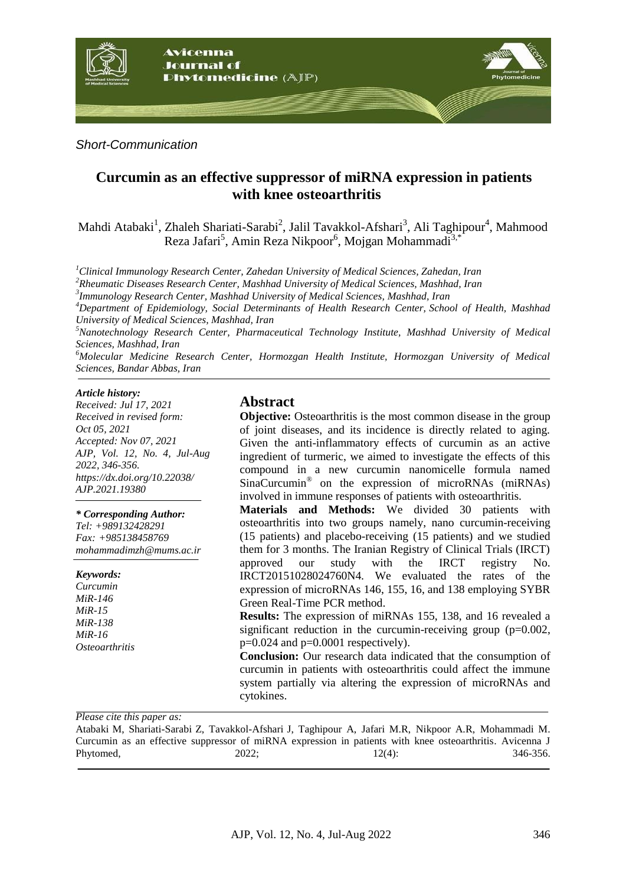*Short-Communication*

# Curcumin as an effective suppressor of miRNA expression in patients with knee osteoarthritis

Mahdi Atabaki[1], Zhaleh Shariati-Sarabi[2], Jalil Tavakkol-Afshari[3], Ali Taghipour[4], Mahmood Reza Jafari[5], Amin Reza Nikpoor[6], Mojgan Mohammadi[3,*]

*[1]Clinical Immunology Research Center, Zahedan University of Medical Sciences, Zahedan, Iran*
*[2]Rheumatic Diseases Research Center, Mashhad University of Medical Sciences, Mashhad, Iran*
*[3]Immunology Research Center, Mashhad University of Medical Sciences, Mashhad, Iran*
*[4]Department of Epidemiology, Social Determinants of Health Research Center, School of Health, Mashhad University of Medical Sciences, Mashhad, Iran*
*[5]Nanotechnology Research Center, Pharmaceutical Technology Institute, Mashhad University of Medical Sciences, Mashhad, Iran*
*[6]Molecular Medicine Research Center, Hormozgan Health Institute, Hormozgan University of Medical Sciences, Bandar Abbas, Iran*

***Article history:***
*Received: Jul 17, 2021*
*Received in revised form: Oct 05, 2021*
*Accepted: Nov 07, 2021*
*AJP, Vol. 12, No. 4, Jul-Aug 2022, 346-356.*
*https://dx.doi.org/10.22038/AJP.2021.19380*

***\* Corresponding Author:***
*Tel: +989132428291*
*Fax: +985138458769*
*mohammadimzh@mums.ac.ir*

***Keywords:***
*Curcumin*
*MiR-146*
*MiR-15*
*MiR-138*
*MiR-16*
*Osteoarthritis*

## Abstract

**Objective:** Osteoarthritis is the most common disease in the group of joint diseases, and its incidence is directly related to aging. Given the anti-inflammatory effects of curcumin as an active ingredient of turmeric, we aimed to investigate the effects of this compound in a new curcumin nanomicelle formula named SinaCurcumin® on the expression of microRNAs (miRNAs) involved in immune responses of patients with osteoarthritis.

**Materials and Methods:** We divided 30 patients with osteoarthritis into two groups namely, nano curcumin-receiving (15 patients) and placebo-receiving (15 patients) and we studied them for 3 months. The Iranian Registry of Clinical Trials (IRCT) approved our study with the IRCT registry No. IRCT20151028024760N4. We evaluated the rates of the expression of microRNAs 146, 155, 16, and 138 employing SYBR Green Real-Time PCR method.

**Results:** The expression of miRNAs 155, 138, and 16 revealed a significant reduction in the curcumin-receiving group ($p=0.002$, $p=0.024$ and $p=0.0001$ respectively).

**Conclusion:** Our research data indicated that the consumption of curcumin in patients with osteoarthritis could affect the immune system partially via altering the expression of microRNAs and cytokines.

*Please cite this paper as:*
Atabaki M, Shariati-Sarabi Z, Tavakkol-Afshari J, Taghipour A, Jafari M.R, Nikpoor A.R, Mohammadi M. Curcumin as an effective suppressor of miRNA expression in patients with knee osteoarthritis. Avicenna J Phytomed, 2022; 12(4): 346-356.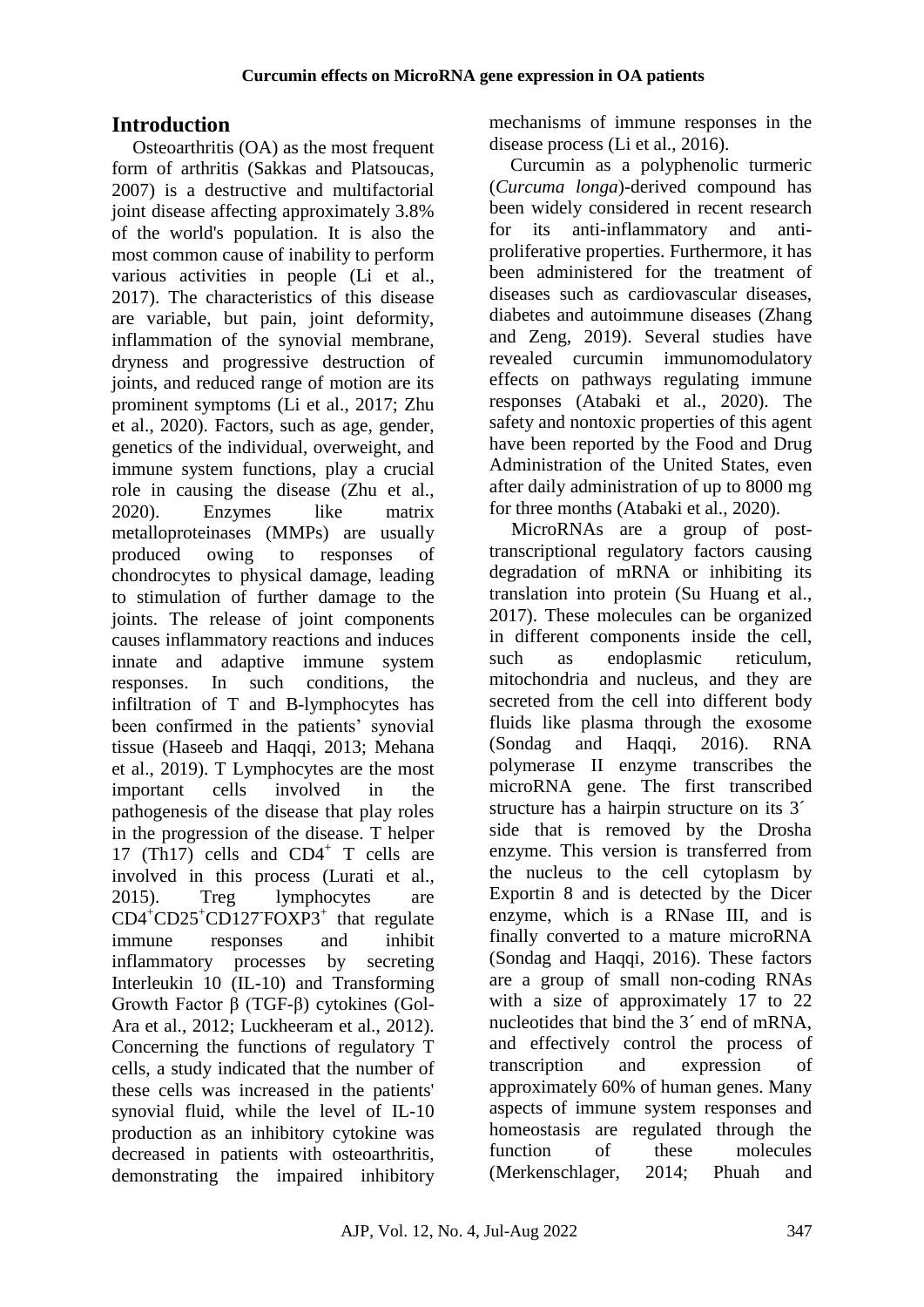## Introduction

Osteoarthritis (OA) as the most frequent form of arthritis (Sakkas and Platsoucas, 2007) is a destructive and multifactorial joint disease affecting approximately 3.8% of the world's population. It is also the most common cause of inability to perform various activities in people (Li et al., 2017). The characteristics of this disease are variable, but pain, joint deformity, inflammation of the synovial membrane, dryness and progressive destruction of joints, and reduced range of motion are its prominent symptoms (Li et al., 2017; Zhu et al., 2020). Factors, such as age, gender, genetics of the individual, overweight, and immune system functions, play a crucial role in causing the disease (Zhu et al., 2020). Enzymes like matrix metalloproteinases (MMPs) are usually produced owing to responses of chondrocytes to physical damage, leading to stimulation of further damage to the joints. The release of joint components causes inflammatory reactions and induces innate and adaptive immune system responses. In such conditions, the infiltration of T and B-lymphocytes has been confirmed in the patients' synovial tissue (Haseeb and Haqqi, 2013; Mehana et al., 2019). T Lymphocytes are the most important cells involved in the pathogenesis of the disease that play roles in the progression of the disease. T helper 17 (Th17) cells and $CD4^+$ T cells are involved in this process (Lurati et al., 2015). Treg lymphocytes are $CD4^+CD25^+CD127^-FOXP3^+$ that regulate immune responses and inhibit inflammatory processes by secreting Interleukin 10 (IL-10) and Transforming Growth Factor β (TGF-β) cytokines (Gol-Ara et al., 2012; Luckheeram et al., 2012). Concerning the functions of regulatory T cells, a study indicated that the number of these cells was increased in the patients' synovial fluid, while the level of IL-10 production as an inhibitory cytokine was decreased in patients with osteoarthritis, demonstrating the impaired inhibitory mechanisms of immune responses in the disease process (Li et al., 2016).

Curcumin as a polyphenolic turmeric (*Curcuma longa*)-derived compound has been widely considered in recent research for its anti-inflammatory and anti-proliferative properties. Furthermore, it has been administered for the treatment of diseases such as cardiovascular diseases, diabetes and autoimmune diseases (Zhang and Zeng, 2019). Several studies have revealed curcumin immunomodulatory effects on pathways regulating immune responses (Atabaki et al., 2020). The safety and nontoxic properties of this agent have been reported by the Food and Drug Administration of the United States, even after daily administration of up to 8000 mg for three months (Atabaki et al., 2020).

MicroRNAs are a group of post-transcriptional regulatory factors causing degradation of mRNA or inhibiting its translation into protein (Su Huang et al., 2017). These molecules can be organized in different components inside the cell, such as endoplasmic reticulum, mitochondria and nucleus, and they are secreted from the cell into different body fluids like plasma through the exosome (Sondag and Haqqi, 2016). RNA polymerase II enzyme transcribes the microRNA gene. The first transcribed structure has a hairpin structure on its 3´ side that is removed by the Drosha enzyme. This version is transferred from the nucleus to the cell cytoplasm by Exportin 8 and is detected by the Dicer enzyme, which is a RNase III, and is finally converted to a mature microRNA (Sondag and Haqqi, 2016). These factors are a group of small non-coding RNAs with a size of approximately 17 to 22 nucleotides that bind the 3´ end of mRNA, and effectively control the process of transcription and expression of approximately 60% of human genes. Many aspects of immune system responses and homeostasis are regulated through the function of these molecules (Merkenschlager, 2014; Phuah and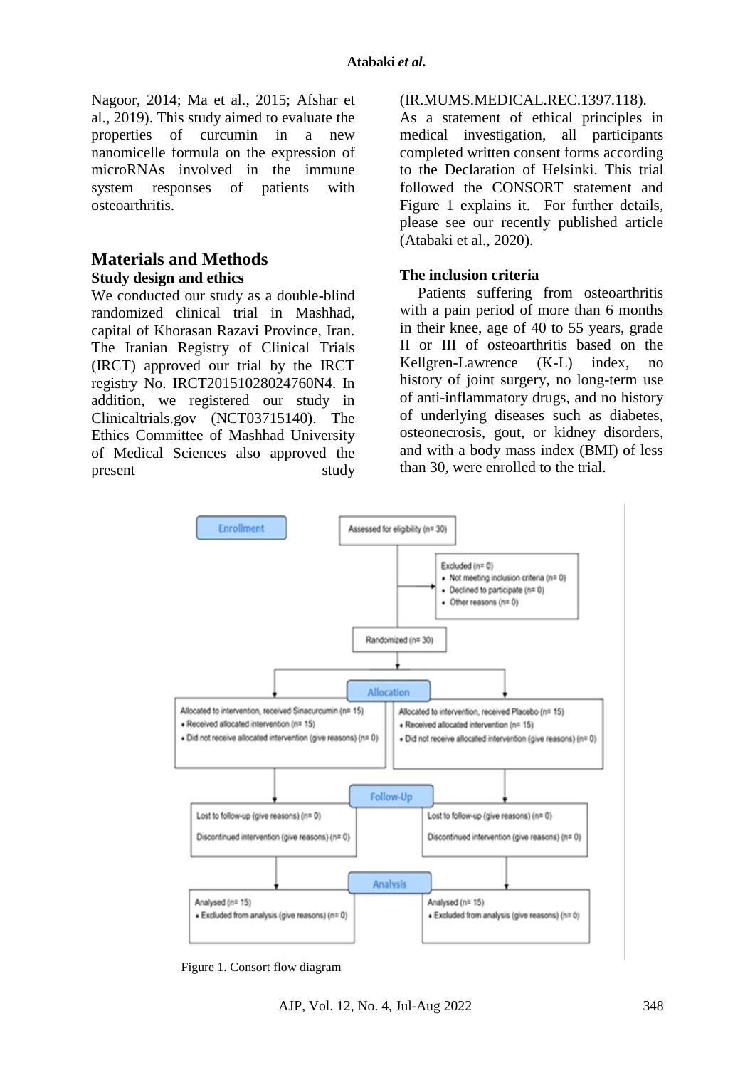Nagoor, 2014; Ma et al., 2015; Afshar et al., 2019). This study aimed to evaluate the properties of curcumin in a new nanomicelle formula on the expression of microRNAs involved in the immune system responses of patients with osteoarthritis.

## Materials and Methods

### Study design and ethics

We conducted our study as a double-blind randomized clinical trial in Mashhad, capital of Khorasan Razavi Province, Iran. The Iranian Registry of Clinical Trials (IRCT) approved our trial by the IRCT registry No. IRCT20151028024760N4. In addition, we registered our study in Clinicaltrials.gov (NCT03715140). The Ethics Committee of Mashhad University of Medical Sciences also approved the present study (IR.MUMS.MEDICAL.REC.1397.118). As a statement of ethical principles in medical investigation, all participants completed written consent forms according to the Declaration of Helsinki. This trial followed the CONSORT statement and Figure 1 explains it. For further details, please see our recently published article (Atabaki et al., 2020).

### The inclusion criteria

Patients suffering from osteoarthritis with a pain period of more than 6 months in their knee, age of 40 to 55 years, grade II or III of osteoarthritis based on the Kellgren-Lawrence (K-L) index, no history of joint surgery, no long-term use of anti-inflammatory drugs, and no history of underlying diseases such as diabetes, osteonecrosis, gout, or kidney disorders, and with a body mass index (BMI) of less than 30, were enrolled to the trial.

**Enrollment**

- Assessed for eligibility (n= 30)
- Excluded (n= 0)
  - Not meeting inclusion criteria (n= 0)
  - Declined to participate (n= 0)
  - Other reasons (n= 0)
- Randomized (n= 30)

**Allocation**

- Allocated to intervention, received Sinacurcumin (n= 15)
  - Received allocated intervention (n= 15)
  - Did not receive allocated intervention (give reasons) (n= 0)
- Allocated to intervention, received Placebo (n= 15)
  - Received allocated intervention (n= 15)
  - Did not receive allocated intervention (give reasons) (n= 0)

**Follow-Up**

- Lost to follow-up (give reasons) (n= 0); Discontinued intervention (give reasons) (n= 0)
- Lost to follow-up (give reasons) (n= 0); Discontinued intervention (give reasons) (n= 0)

**Analysis**

- Analysed (n= 15)
  - Excluded from analysis (give reasons) (n= 0)
- Analysed (n= 15)
  - Excluded from analysis (give reasons) (n= 0)

Figure 1. Consort flow diagram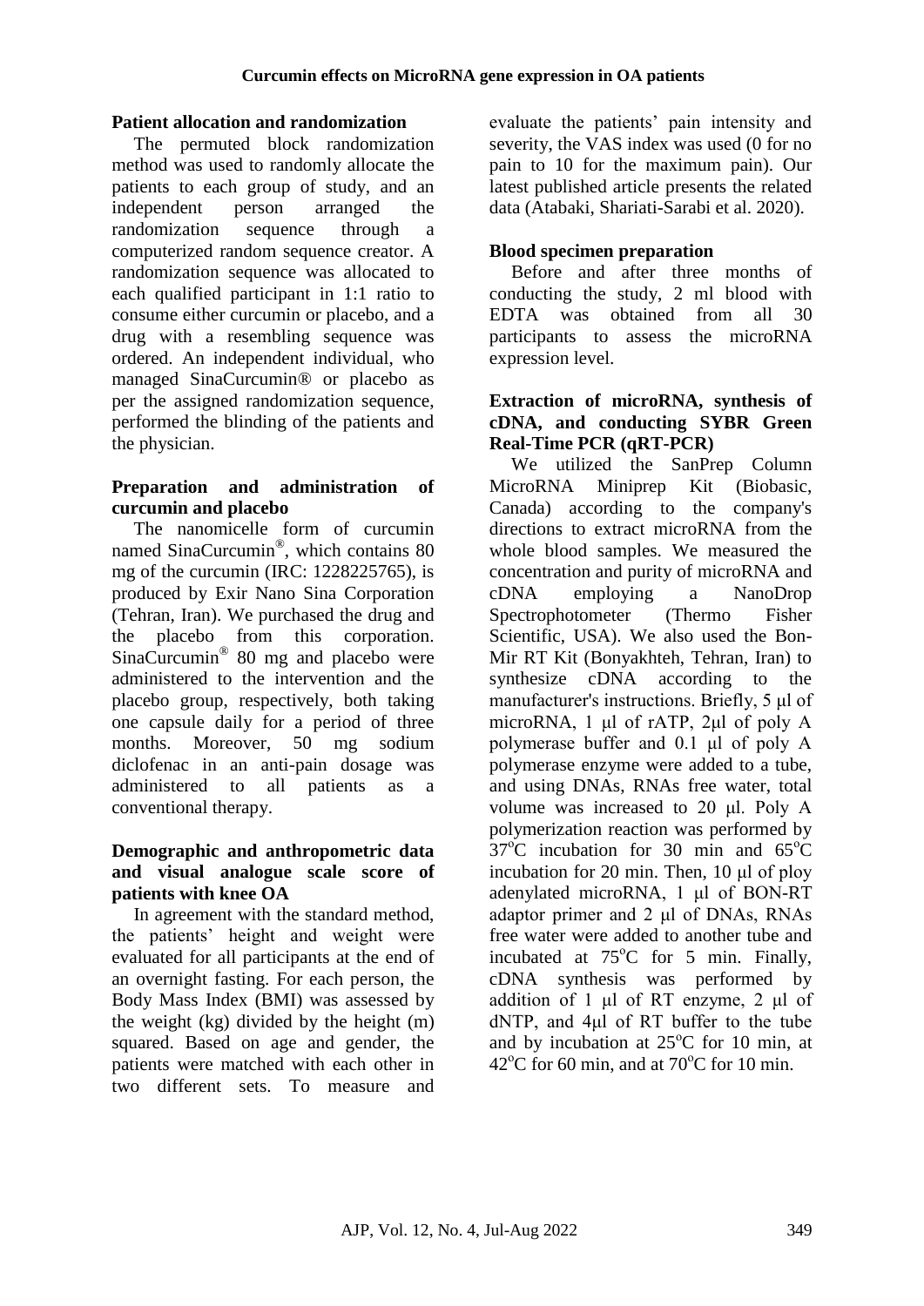### Patient allocation and randomization

The permuted block randomization method was used to randomly allocate the patients to each group of study, and an independent person arranged the randomization sequence through a computerized random sequence creator. A randomization sequence was allocated to each qualified participant in 1:1 ratio to consume either curcumin or placebo, and a drug with a resembling sequence was ordered. An independent individual, who managed SinaCurcumin® or placebo as per the assigned randomization sequence, performed the blinding of the patients and the physician.

### Preparation and administration of curcumin and placebo

The nanomicelle form of curcumin named SinaCurcumin®, which contains 80 mg of the curcumin (IRC: 1228225765), is produced by Exir Nano Sina Corporation (Tehran, Iran). We purchased the drug and the placebo from this corporation. SinaCurcumin® 80 mg and placebo were administered to the intervention and the placebo group, respectively, both taking one capsule daily for a period of three months. Moreover, 50 mg sodium diclofenac in an anti-pain dosage was administered to all patients as a conventional therapy.

### Demographic and anthropometric data and visual analogue scale score of patients with knee OA

In agreement with the standard method, the patients' height and weight were evaluated for all participants at the end of an overnight fasting. For each person, the Body Mass Index (BMI) was assessed by the weight (kg) divided by the height (m) squared. Based on age and gender, the patients were matched with each other in two different sets. To measure and evaluate the patients' pain intensity and severity, the VAS index was used (0 for no pain to 10 for the maximum pain). Our latest published article presents the related data (Atabaki, Shariati-Sarabi et al. 2020).

### Blood specimen preparation

Before and after three months of conducting the study, 2 ml blood with EDTA was obtained from all 30 participants to assess the microRNA expression level.

### Extraction of microRNA, synthesis of cDNA, and conducting SYBR Green Real-Time PCR (qRT-PCR)

We utilized the SanPrep Column MicroRNA Miniprep Kit (Biobasic, Canada) according to the company's directions to extract microRNA from the whole blood samples. We measured the concentration and purity of microRNA and cDNA employing a NanoDrop Spectrophotometer (Thermo Fisher Scientific, USA). We also used the Bon-Mir RT Kit (Bonyakhteh, Tehran, Iran) to synthesize cDNA according to the manufacturer's instructions. Briefly, 5 μl of microRNA, 1 μl of rATP, 2μl of poly A polymerase buffer and 0.1 μl of poly A polymerase enzyme were added to a tube, and using DNAs, RNAs free water, total volume was increased to 20 μl. Poly A polymerization reaction was performed by 37°C incubation for 30 min and 65°C incubation for 20 min. Then, 10 μl of ploy adenylated microRNA, 1 μl of BON-RT adaptor primer and 2 μl of DNAs, RNAs free water were added to another tube and incubated at 75°C for 5 min. Finally, cDNA synthesis was performed by addition of 1 μl of RT enzyme, 2 μl of dNTP, and 4μl of RT buffer to the tube and by incubation at 25°C for 10 min, at 42°C for 60 min, and at 70°C for 10 min.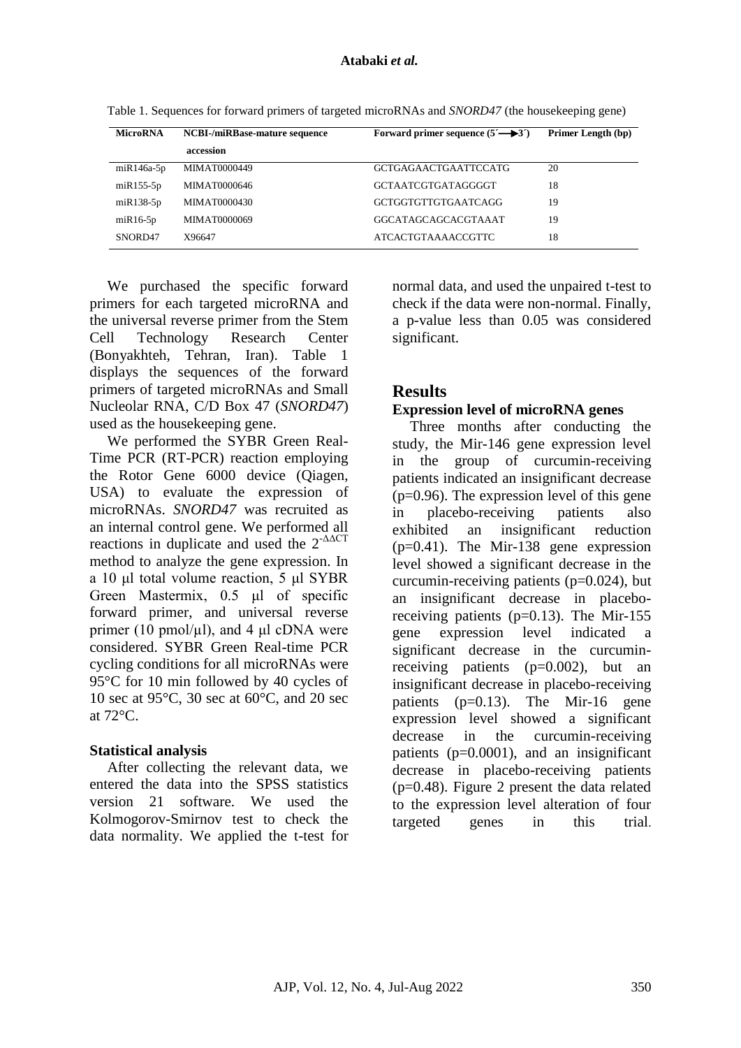Table 1. Sequences for forward primers of targeted microRNAs and *SNORD47* (the housekeeping gene)

| MicroRNA | NCBI-/miRBase-mature sequence accession | Forward primer sequence (5´⟶3´) | Primer Length (bp) |
|---|---|---|---|
| miR146a-5p | MIMAT0000449 | GCTGAGAACTGAATTCCATG | 20 |
| miR155-5p | MIMAT0000646 | GCTAATCGTGATAGGGGT | 18 |
| miR138-5p | MIMAT0000430 | GCTGGTGTTGTGAATCAGG | 19 |
| miR16-5p | MIMAT0000069 | GGCATAGCAGCACGTAAAT | 19 |
| SNORD47 | X96647 | ATCACTGTAAAACCGTTC | 18 |

We purchased the specific forward primers for each targeted microRNA and the universal reverse primer from the Stem Cell Technology Research Center (Bonyakhteh, Tehran, Iran). Table 1 displays the sequences of the forward primers of targeted microRNAs and Small Nucleolar RNA, C/D Box 47 (*SNORD47*) used as the housekeeping gene.

We performed the SYBR Green Real-Time PCR (RT-PCR) reaction employing the Rotor Gene 6000 device (Qiagen, USA) to evaluate the expression of microRNAs. *SNORD47* was recruited as an internal control gene. We performed all reactions in duplicate and used the $2^{-\Delta\Delta CT}$ method to analyze the gene expression. In a 10 μl total volume reaction, 5 μl SYBR Green Mastermix, 0.5 μl of specific forward primer, and universal reverse primer (10 pmol/μl), and 4 μl cDNA were considered. SYBR Green Real-time PCR cycling conditions for all microRNAs were 95°C for 10 min followed by 40 cycles of 10 sec at 95°C, 30 sec at 60°C, and 20 sec at 72°C.

### Statistical analysis

After collecting the relevant data, we entered the data into the SPSS statistics version 21 software. We used the Kolmogorov-Smirnov test to check the data normality. We applied the t-test for normal data, and used the unpaired t-test to check if the data were non-normal. Finally, a p-value less than 0.05 was considered significant.

## Results

### Expression level of microRNA genes

Three months after conducting the study, the Mir-146 gene expression level in the group of curcumin-receiving patients indicated an insignificant decrease (p=0.96). The expression level of this gene in placebo-receiving patients also exhibited an insignificant reduction (p=0.41). The Mir-138 gene expression level showed a significant decrease in the curcumin-receiving patients (p=0.024), but an insignificant decrease in placebo-receiving patients (p=0.13). The Mir-155 gene expression level indicated a significant decrease in the curcumin-receiving patients (p=0.002), but an insignificant decrease in placebo-receiving patients (p=0.13). The Mir-16 gene expression level showed a significant decrease in the curcumin-receiving patients (p=0.0001), and an insignificant decrease in placebo-receiving patients (p=0.48). Figure 2 present the data related to the expression level alteration of four targeted genes in this trial.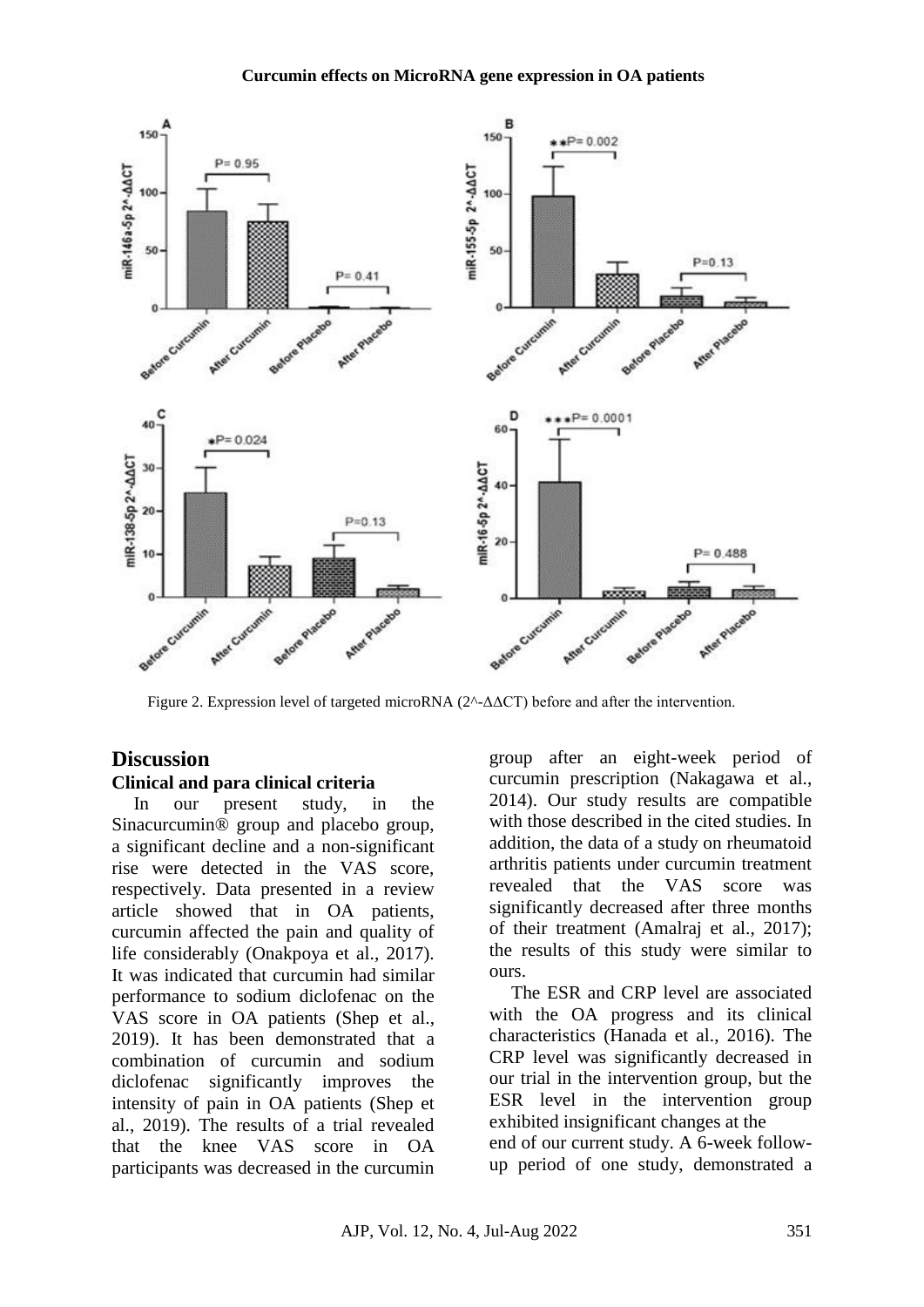Figure 2. Expression level of targeted microRNA ($2^{-\Delta\Delta CT}$) before and after the intervention.

## Discussion

### Clinical and para clinical criteria

In our present study, in the Sinacurcumin® group and placebo group, a significant decline and a non-significant rise were detected in the VAS score, respectively. Data presented in a review article showed that in OA patients, curcumin affected the pain and quality of life considerably (Onakpoya et al., 2017). It was indicated that curcumin had similar performance to sodium diclofenac on the VAS score in OA patients (Shep et al., 2019). It has been demonstrated that a combination of curcumin and sodium diclofenac significantly improves the intensity of pain in OA patients (Shep et al., 2019). The results of a trial revealed that the knee VAS score in OA participants was decreased in the curcumin group after an eight-week period of curcumin prescription (Nakagawa et al., 2014). Our study results are compatible with those described in the cited studies. In addition, the data of a study on rheumatoid arthritis patients under curcumin treatment revealed that the VAS score was significantly decreased after three months of their treatment (Amalraj et al., 2017); the results of this study were similar to ours.

The ESR and CRP level are associated with the OA progress and its clinical characteristics (Hanada et al., 2016). The CRP level was significantly decreased in our trial in the intervention group, but the ESR level in the intervention group exhibited insignificant changes at the end of our current study. A 6-week follow-up period of one study, demonstrated a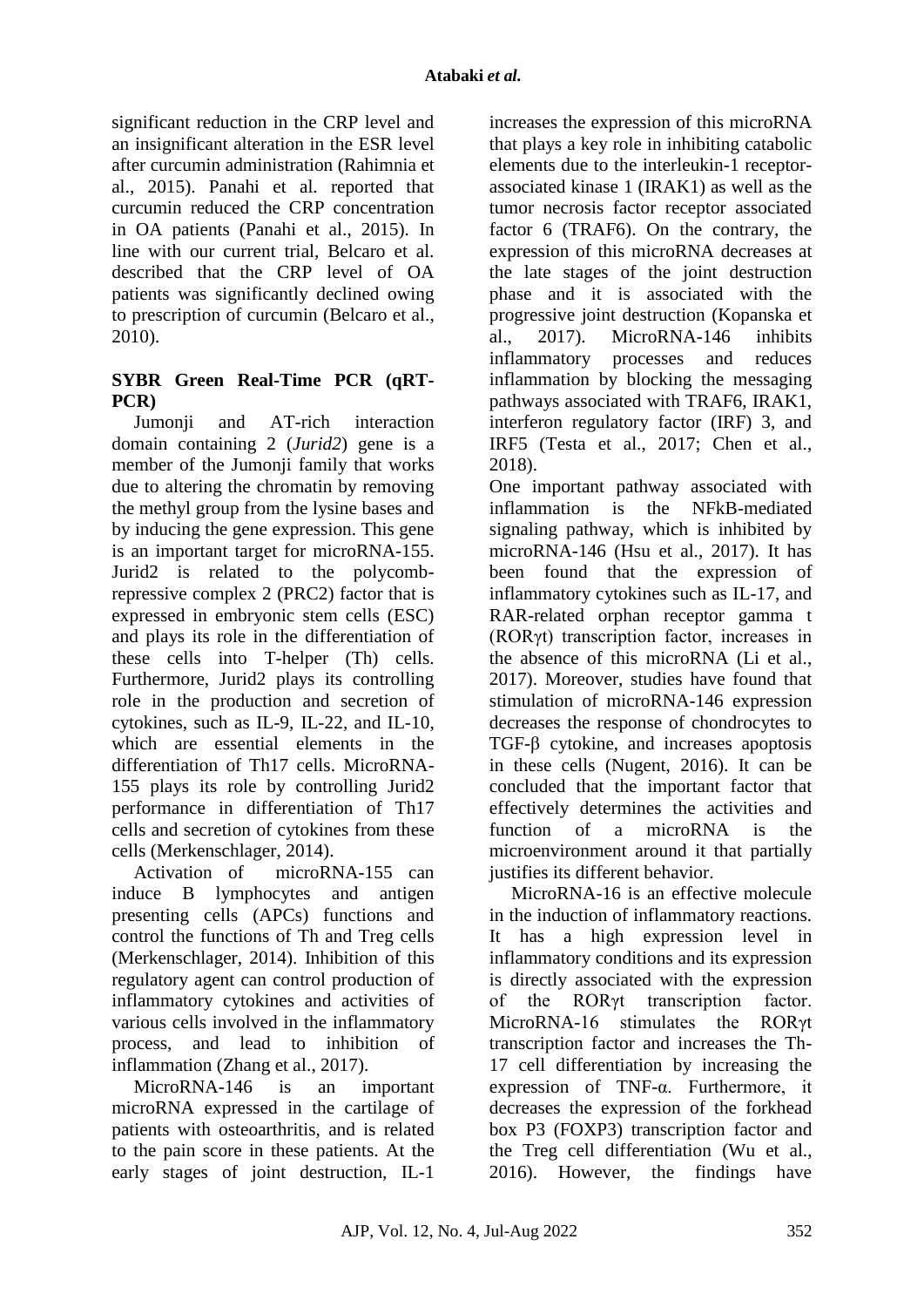significant reduction in the CRP level and an insignificant alteration in the ESR level after curcumin administration (Rahimnia et al., 2015). Panahi et al. reported that curcumin reduced the CRP concentration in OA patients (Panahi et al., 2015). In line with our current trial, Belcaro et al. described that the CRP level of OA patients was significantly declined owing to prescription of curcumin (Belcaro et al., 2010).

**SYBR Green Real-Time PCR (qRT-PCR)**

Jumonji and AT-rich interaction domain containing 2 (*Jurid2*) gene is a member of the Jumonji family that works due to altering the chromatin by removing the methyl group from the lysine bases and by inducing the gene expression. This gene is an important target for microRNA-155. Jurid2 is related to the polycomb-repressive complex 2 (PRC2) factor that is expressed in embryonic stem cells (ESC) and plays its role in the differentiation of these cells into T-helper (Th) cells. Furthermore, Jurid2 plays its controlling role in the production and secretion of cytokines, such as IL-9, IL-22, and IL-10, which are essential elements in the differentiation of Th17 cells. MicroRNA-155 plays its role by controlling Jurid2 performance in differentiation of Th17 cells and secretion of cytokines from these cells (Merkenschlager, 2014).

Activation of microRNA-155 can induce B lymphocytes and antigen presenting cells (APCs) functions and control the functions of Th and Treg cells (Merkenschlager, 2014). Inhibition of this regulatory agent can control production of inflammatory cytokines and activities of various cells involved in the inflammatory process, and lead to inhibition of inflammation (Zhang et al., 2017).

MicroRNA-146 is an important microRNA expressed in the cartilage of patients with osteoarthritis, and is related to the pain score in these patients. At the early stages of joint destruction, IL-1 increases the expression of this microRNA that plays a key role in inhibiting catabolic elements due to the interleukin-1 receptor-associated kinase 1 (IRAK1) as well as the tumor necrosis factor receptor associated factor 6 (TRAF6). On the contrary, the expression of this microRNA decreases at the late stages of the joint destruction phase and it is associated with the progressive joint destruction (Kopanska et al., 2017). MicroRNA-146 inhibits inflammatory processes and reduces inflammation by blocking the messaging pathways associated with TRAF6, IRAK1, interferon regulatory factor (IRF) 3, and IRF5 (Testa et al., 2017; Chen et al., 2018).

One important pathway associated with inflammation is the NFkB-mediated signaling pathway, which is inhibited by microRNA-146 (Hsu et al., 2017). It has been found that the expression of inflammatory cytokines such as IL-17, and RAR-related orphan receptor gamma t (RORγt) transcription factor, increases in the absence of this microRNA (Li et al., 2017). Moreover, studies have found that stimulation of microRNA-146 expression decreases the response of chondrocytes to TGF-β cytokine, and increases apoptosis in these cells (Nugent, 2016). It can be concluded that the important factor that effectively determines the activities and function of a microRNA is the microenvironment around it that partially justifies its different behavior.

MicroRNA-16 is an effective molecule in the induction of inflammatory reactions. It has a high expression level in inflammatory conditions and its expression is directly associated with the expression of the RORγt transcription factor. MicroRNA-16 stimulates the RORγt transcription factor and increases the Th-17 cell differentiation by increasing the expression of TNF-α. Furthermore, it decreases the expression of the forkhead box P3 (FOXP3) transcription factor and the Treg cell differentiation (Wu et al., 2016). However, the findings have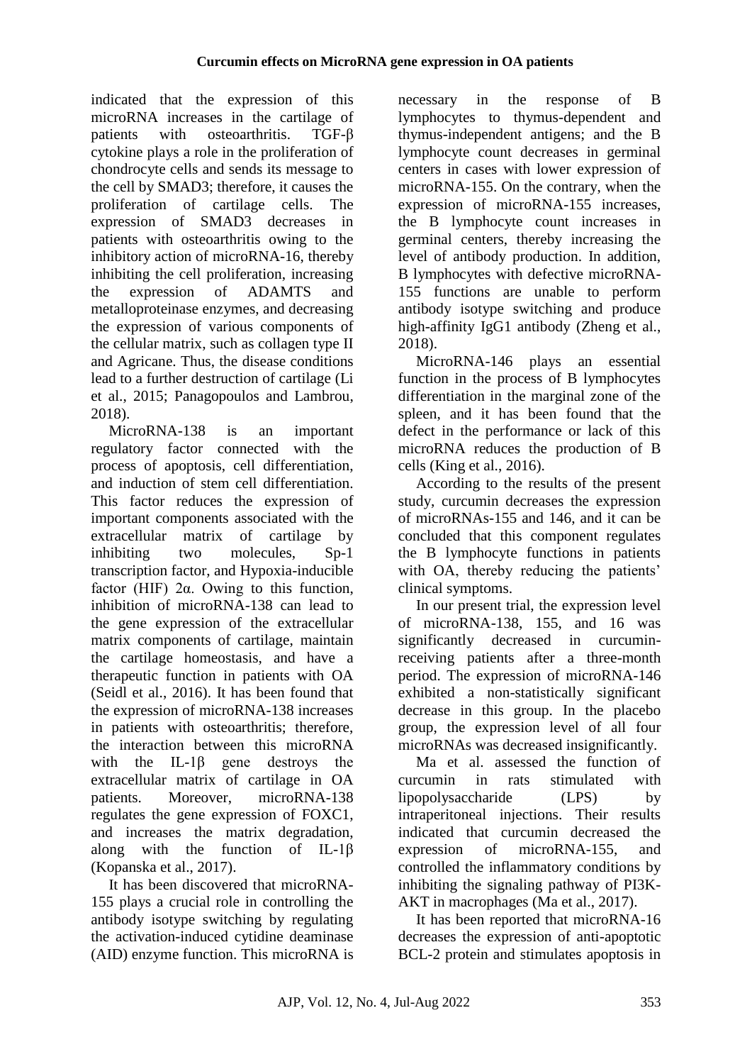indicated that the expression of this microRNA increases in the cartilage of patients with osteoarthritis. TGF-β cytokine plays a role in the proliferation of chondrocyte cells and sends its message to the cell by SMAD3; therefore, it causes the proliferation of cartilage cells. The expression of SMAD3 decreases in patients with osteoarthritis owing to the inhibitory action of microRNA-16, thereby inhibiting the cell proliferation, increasing the expression of ADAMTS and metalloproteinase enzymes, and decreasing the expression of various components of the cellular matrix, such as collagen type II and Agricane. Thus, the disease conditions lead to a further destruction of cartilage (Li et al., 2015; Panagopoulos and Lambrou, 2018).

MicroRNA-138 is an important regulatory factor connected with the process of apoptosis, cell differentiation, and induction of stem cell differentiation. This factor reduces the expression of important components associated with the extracellular matrix of cartilage by inhibiting two molecules, Sp-1 transcription factor, and Hypoxia-inducible factor (HIF) 2α. Owing to this function, inhibition of microRNA-138 can lead to the gene expression of the extracellular matrix components of cartilage, maintain the cartilage homeostasis, and have a therapeutic function in patients with OA (Seidl et al., 2016). It has been found that the expression of microRNA-138 increases in patients with osteoarthritis; therefore, the interaction between this microRNA with the IL-1β gene destroys the extracellular matrix of cartilage in OA patients. Moreover, microRNA-138 regulates the gene expression of FOXC1, and increases the matrix degradation, along with the function of IL-1β (Kopanska et al., 2017).

It has been discovered that microRNA-155 plays a crucial role in controlling the antibody isotype switching by regulating the activation-induced cytidine deaminase (AID) enzyme function. This microRNA is necessary in the response of B lymphocytes to thymus-dependent and thymus-independent antigens; and the B lymphocyte count decreases in germinal centers in cases with lower expression of microRNA-155. On the contrary, when the expression of microRNA-155 increases, the B lymphocyte count increases in germinal centers, thereby increasing the level of antibody production. In addition, B lymphocytes with defective microRNA-155 functions are unable to perform antibody isotype switching and produce high-affinity IgG1 antibody (Zheng et al., 2018).

MicroRNA-146 plays an essential function in the process of B lymphocytes differentiation in the marginal zone of the spleen, and it has been found that the defect in the performance or lack of this microRNA reduces the production of B cells (King et al., 2016).

According to the results of the present study, curcumin decreases the expression of microRNAs-155 and 146, and it can be concluded that this component regulates the B lymphocyte functions in patients with OA, thereby reducing the patients' clinical symptoms.

In our present trial, the expression level of microRNA-138, 155, and 16 was significantly decreased in curcumin-receiving patients after a three-month period. The expression of microRNA-146 exhibited a non-statistically significant decrease in this group. In the placebo group, the expression level of all four microRNAs was decreased insignificantly.

Ma et al. assessed the function of curcumin in rats stimulated with lipopolysaccharide (LPS) by intraperitoneal injections. Their results indicated that curcumin decreased the expression of microRNA-155, and controlled the inflammatory conditions by inhibiting the signaling pathway of PI3K-AKT in macrophages (Ma et al., 2017).

It has been reported that microRNA-16 decreases the expression of anti-apoptotic BCL-2 protein and stimulates apoptosis in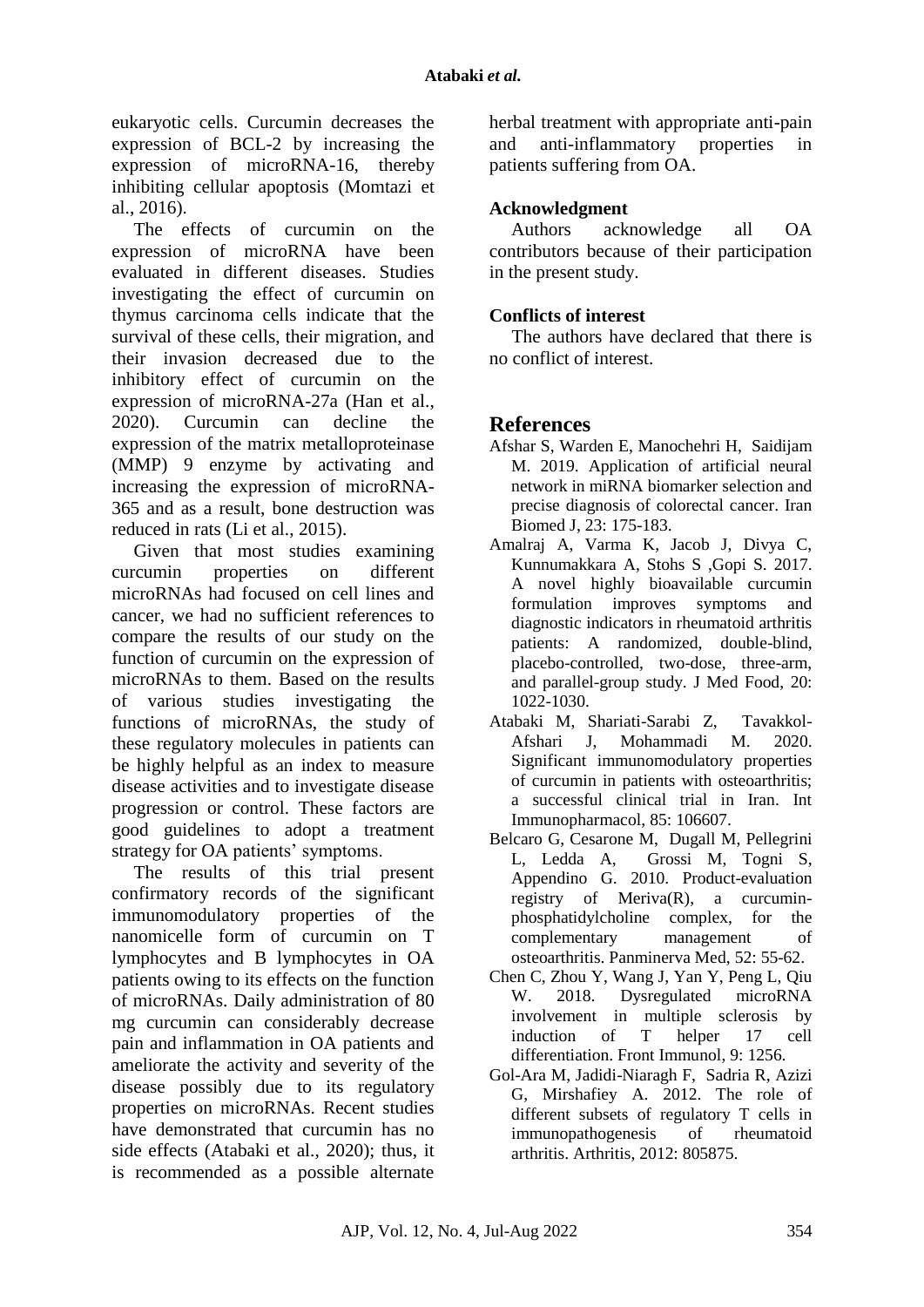eukaryotic cells. Curcumin decreases the expression of BCL-2 by increasing the expression of microRNA-16, thereby inhibiting cellular apoptosis (Momtazi et al., 2016).

The effects of curcumin on the expression of microRNA have been evaluated in different diseases. Studies investigating the effect of curcumin on thymus carcinoma cells indicate that the survival of these cells, their migration, and their invasion decreased due to the inhibitory effect of curcumin on the expression of microRNA-27a (Han et al., 2020). Curcumin can decline the expression of the matrix metalloproteinase (MMP) 9 enzyme by activating and increasing the expression of microRNA-365 and as a result, bone destruction was reduced in rats (Li et al., 2015).

Given that most studies examining curcumin properties on different microRNAs had focused on cell lines and cancer, we had no sufficient references to compare the results of our study on the function of curcumin on the expression of microRNAs to them. Based on the results of various studies investigating the functions of microRNAs, the study of these regulatory molecules in patients can be highly helpful as an index to measure disease activities and to investigate disease progression or control. These factors are good guidelines to adopt a treatment strategy for OA patients' symptoms.

The results of this trial present confirmatory records of the significant immunomodulatory properties of the nanomicelle form of curcumin on T lymphocytes and B lymphocytes in OA patients owing to its effects on the function of microRNAs. Daily administration of 80 mg curcumin can considerably decrease pain and inflammation in OA patients and ameliorate the activity and severity of the disease possibly due to its regulatory properties on microRNAs. Recent studies have demonstrated that curcumin has no side effects (Atabaki et al., 2020); thus, it is recommended as a possible alternate herbal treatment with appropriate anti-pain and anti-inflammatory properties in patients suffering from OA.

### Acknowledgment

Authors acknowledge all OA contributors because of their participation in the present study.

### Conflicts of interest

The authors have declared that there is no conflict of interest.

## References

Afshar S, Warden E, Manochehri H, Saidijam M. 2019. Application of artificial neural network in miRNA biomarker selection and precise diagnosis of colorectal cancer. Iran Biomed J, 23: 175-183.

Amalraj A, Varma K, Jacob J, Divya C, Kunnumakkara A, Stohs S ,Gopi S. 2017. A novel highly bioavailable curcumin formulation improves symptoms and diagnostic indicators in rheumatoid arthritis patients: A randomized, double-blind, placebo-controlled, two-dose, three-arm, and parallel-group study. J Med Food, 20: 1022-1030.

Atabaki M, Shariati-Sarabi Z, Tavakkol-Afshari J, Mohammadi M. 2020. Significant immunomodulatory properties of curcumin in patients with osteoarthritis; a successful clinical trial in Iran. Int Immunopharmacol, 85: 106607.

Belcaro G, Cesarone M, Dugall M, Pellegrini L, Ledda A, Grossi M, Togni S, Appendino G. 2010. Product-evaluation registry of Meriva(R), a curcumin-phosphatidylcholine complex, for the complementary management of osteoarthritis. Panminerva Med, 52: 55-62.

Chen C, Zhou Y, Wang J, Yan Y, Peng L, Qiu W. 2018. Dysregulated microRNA involvement in multiple sclerosis by induction of T helper 17 cell differentiation. Front Immunol, 9: 1256.

Gol-Ara M, Jadidi-Niaragh F, Sadria R, Azizi G, Mirshafiey A. 2012. The role of different subsets of regulatory T cells in immunopathogenesis of rheumatoid arthritis. Arthritis, 2012: 805875.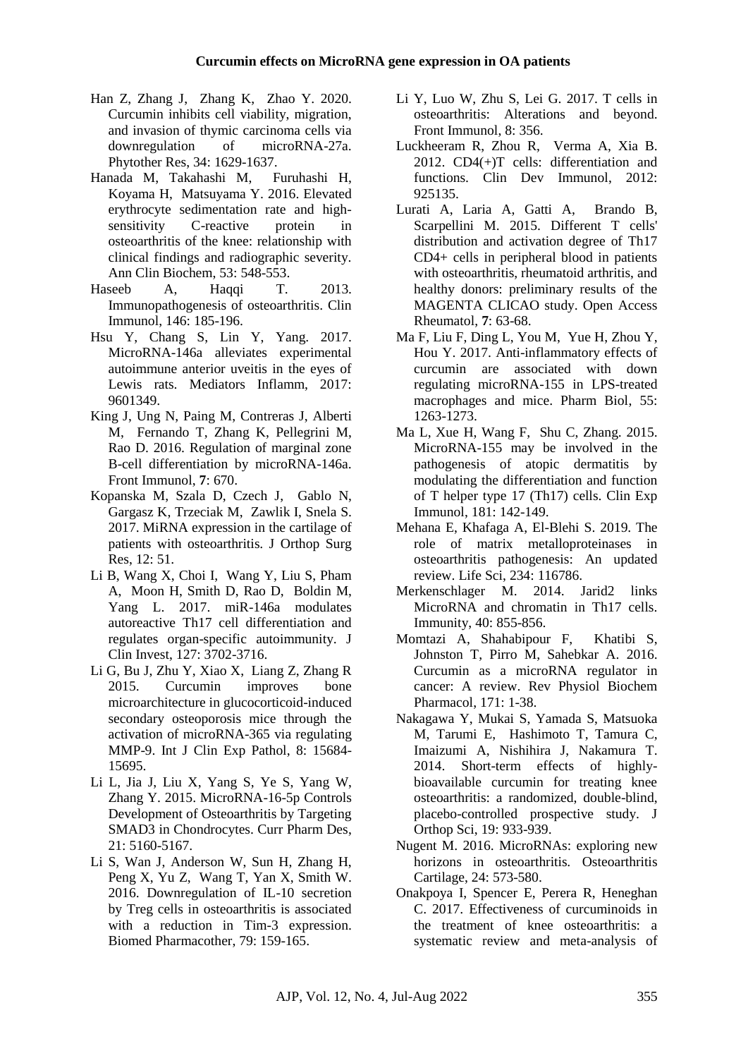Han Z, Zhang J, Zhang K, Zhao Y. 2020. Curcumin inhibits cell viability, migration, and invasion of thymic carcinoma cells via downregulation of microRNA-27a. Phytother Res, 34: 1629-1637.

Hanada M, Takahashi M, Furuhashi H, Koyama H, Matsuyama Y. 2016. Elevated erythrocyte sedimentation rate and high-sensitivity C-reactive protein in osteoarthritis of the knee: relationship with clinical findings and radiographic severity. Ann Clin Biochem, 53: 548-553.

Haseeb A, Haqqi T. 2013. Immunopathogenesis of osteoarthritis. Clin Immunol, 146: 185-196.

Hsu Y, Chang S, Lin Y, Yang. 2017. MicroRNA-146a alleviates experimental autoimmune anterior uveitis in the eyes of Lewis rats. Mediators Inflamm, 2017: 9601349.

King J, Ung N, Paing M, Contreras J, Alberti M, Fernando T, Zhang K, Pellegrini M, Rao D. 2016. Regulation of marginal zone B-cell differentiation by microRNA-146a. Front Immunol, **7**: 670.

Kopanska M, Szala D, Czech J, Gablo N, Gargasz K, Trzeciak M, Zawlik I, Snela S. 2017. MiRNA expression in the cartilage of patients with osteoarthritis. J Orthop Surg Res, 12: 51.

Li B, Wang X, Choi I, Wang Y, Liu S, Pham A, Moon H, Smith D, Rao D, Boldin M, Yang L. 2017. miR-146a modulates autoreactive Th17 cell differentiation and regulates organ-specific autoimmunity. J Clin Invest, 127: 3702-3716.

Li G, Bu J, Zhu Y, Xiao X, Liang Z, Zhang R 2015. Curcumin improves bone microarchitecture in glucocorticoid-induced secondary osteoporosis mice through the activation of microRNA-365 via regulating MMP-9. Int J Clin Exp Pathol, 8: 15684-15695.

Li L, Jia J, Liu X, Yang S, Ye S, Yang W, Zhang Y. 2015. MicroRNA-16-5p Controls Development of Osteoarthritis by Targeting SMAD3 in Chondrocytes. Curr Pharm Des, 21: 5160-5167.

Li S, Wan J, Anderson W, Sun H, Zhang H, Peng X, Yu Z, Wang T, Yan X, Smith W. 2016. Downregulation of IL-10 secretion by Treg cells in osteoarthritis is associated with a reduction in Tim-3 expression. Biomed Pharmacother, 79: 159-165.

Li Y, Luo W, Zhu S, Lei G. 2017. T cells in osteoarthritis: Alterations and beyond. Front Immunol, 8: 356.

Luckheeram R, Zhou R, Verma A, Xia B. 2012. CD4(+)T cells: differentiation and functions. Clin Dev Immunol, 2012: 925135.

Lurati A, Laria A, Gatti A, Brando B, Scarpellini M. 2015. Different T cells' distribution and activation degree of Th17 CD4+ cells in peripheral blood in patients with osteoarthritis, rheumatoid arthritis, and healthy donors: preliminary results of the MAGENTA CLICAO study. Open Access Rheumatol, **7**: 63-68.

Ma F, Liu F, Ding L, You M, Yue H, Zhou Y, Hou Y. 2017. Anti-inflammatory effects of curcumin are associated with down regulating microRNA-155 in LPS-treated macrophages and mice. Pharm Biol, 55: 1263-1273.

Ma L, Xue H, Wang F, Shu C, Zhang. 2015. MicroRNA-155 may be involved in the pathogenesis of atopic dermatitis by modulating the differentiation and function of T helper type 17 (Th17) cells. Clin Exp Immunol, 181: 142-149.

Mehana E, Khafaga A, El-Blehi S. 2019. The role of matrix metalloproteinases in osteoarthritis pathogenesis: An updated review. Life Sci, 234: 116786.

Merkenschlager M. 2014. Jarid2 links MicroRNA and chromatin in Th17 cells. Immunity, 40: 855-856.

Momtazi A, Shahabipour F, Khatibi S, Johnston T, Pirro M, Sahebkar A. 2016. Curcumin as a microRNA regulator in cancer: A review. Rev Physiol Biochem Pharmacol, 171: 1-38.

Nakagawa Y, Mukai S, Yamada S, Matsuoka M, Tarumi E, Hashimoto T, Tamura C, Imaizumi A, Nishihira J, Nakamura T. 2014. Short-term effects of highly-bioavailable curcumin for treating knee osteoarthritis: a randomized, double-blind, placebo-controlled prospective study. J Orthop Sci, 19: 933-939.

Nugent M. 2016. MicroRNAs: exploring new horizons in osteoarthritis. Osteoarthritis Cartilage, 24: 573-580.

Onakpoya I, Spencer E, Perera R, Heneghan C. 2017. Effectiveness of curcuminoids in the treatment of knee osteoarthritis: a systematic review and meta-analysis of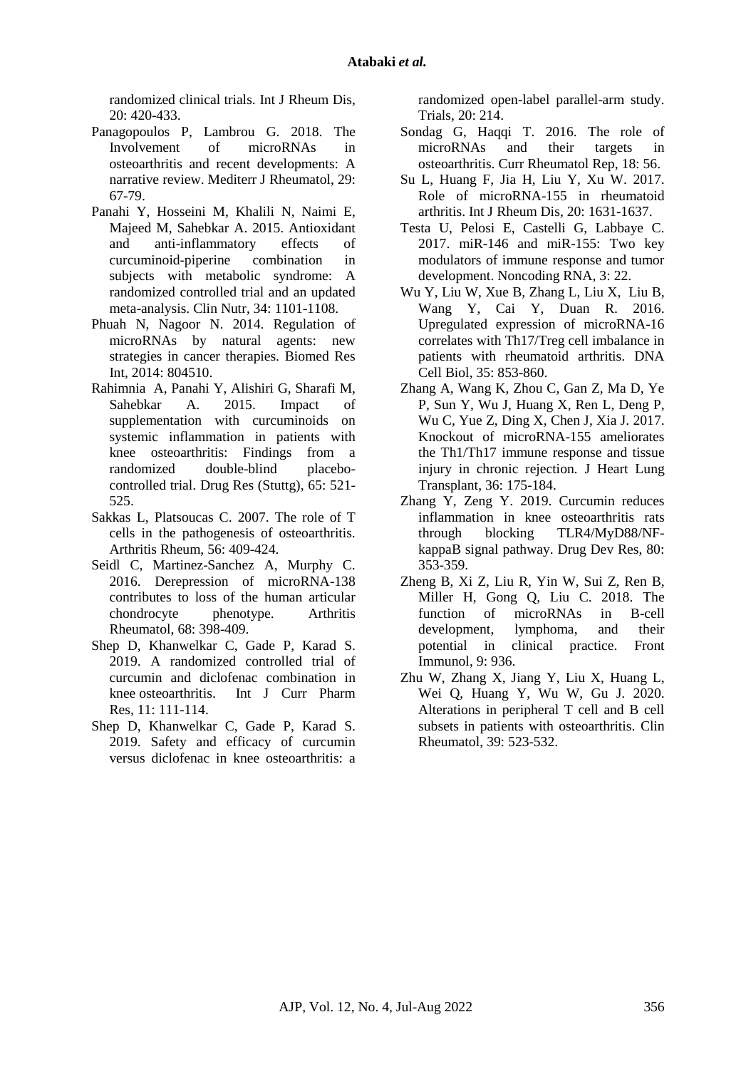randomized clinical trials. Int J Rheum Dis, 20: 420-433.

Panagopoulos P, Lambrou G. 2018. The Involvement of microRNAs in osteoarthritis and recent developments: A narrative review. Mediterr J Rheumatol, 29: 67-79.

Panahi Y, Hosseini M, Khalili N, Naimi E, Majeed M, Sahebkar A. 2015. Antioxidant and anti-inflammatory effects of curcuminoid-piperine combination in subjects with metabolic syndrome: A randomized controlled trial and an updated meta-analysis. Clin Nutr, 34: 1101-1108.

Phuah N, Nagoor N. 2014. Regulation of microRNAs by natural agents: new strategies in cancer therapies. Biomed Res Int, 2014: 804510.

Rahimnia A, Panahi Y, Alishiri G, Sharafi M, Sahebkar A. 2015. Impact of supplementation with curcuminoids on systemic inflammation in patients with knee osteoarthritis: Findings from a randomized double-blind placebo-controlled trial. Drug Res (Stuttg), 65: 521-525.

Sakkas L, Platsoucas C. 2007. The role of T cells in the pathogenesis of osteoarthritis. Arthritis Rheum, 56: 409-424.

Seidl C, Martinez-Sanchez A, Murphy C. 2016. Derepression of microRNA-138 contributes to loss of the human articular chondrocyte phenotype. Arthritis Rheumatol, 68: 398-409.

Shep D, Khanwelkar C, Gade P, Karad S. 2019. A randomized controlled trial of curcumin and diclofenac combination in knee osteoarthritis. Int J Curr Pharm Res, 11: 111-114.

Shep D, Khanwelkar C, Gade P, Karad S. 2019. Safety and efficacy of curcumin versus diclofenac in knee osteoarthritis: a randomized open-label parallel-arm study. Trials, 20: 214.

Sondag G, Haqqi T. 2016. The role of microRNAs and their targets in osteoarthritis. Curr Rheumatol Rep, 18: 56.

Su L, Huang F, Jia H, Liu Y, Xu W. 2017. Role of microRNA-155 in rheumatoid arthritis. Int J Rheum Dis, 20: 1631-1637.

Testa U, Pelosi E, Castelli G, Labbaye C. 2017. miR-146 and miR-155: Two key modulators of immune response and tumor development. Noncoding RNA, 3: 22.

Wu Y, Liu W, Xue B, Zhang L, Liu X, Liu B, Wang Y, Cai Y, Duan R. 2016. Upregulated expression of microRNA-16 correlates with Th17/Treg cell imbalance in patients with rheumatoid arthritis. DNA Cell Biol, 35: 853-860.

Zhang A, Wang K, Zhou C, Gan Z, Ma D, Ye P, Sun Y, Wu J, Huang X, Ren L, Deng P, Wu C, Yue Z, Ding X, Chen J, Xia J. 2017. Knockout of microRNA-155 ameliorates the Th1/Th17 immune response and tissue injury in chronic rejection. J Heart Lung Transplant, 36: 175-184.

Zhang Y, Zeng Y. 2019. Curcumin reduces inflammation in knee osteoarthritis rats through blocking TLR4/MyD88/NF-kappaB signal pathway. Drug Dev Res, 80: 353-359.

Zheng B, Xi Z, Liu R, Yin W, Sui Z, Ren B, Miller H, Gong Q, Liu C. 2018. The function of microRNAs in B-cell development, lymphoma, and their potential in clinical practice. Front Immunol, 9: 936.

Zhu W, Zhang X, Jiang Y, Liu X, Huang L, Wei Q, Huang Y, Wu W, Gu J. 2020. Alterations in peripheral T cell and B cell subsets in patients with osteoarthritis. Clin Rheumatol, 39: 523-532.